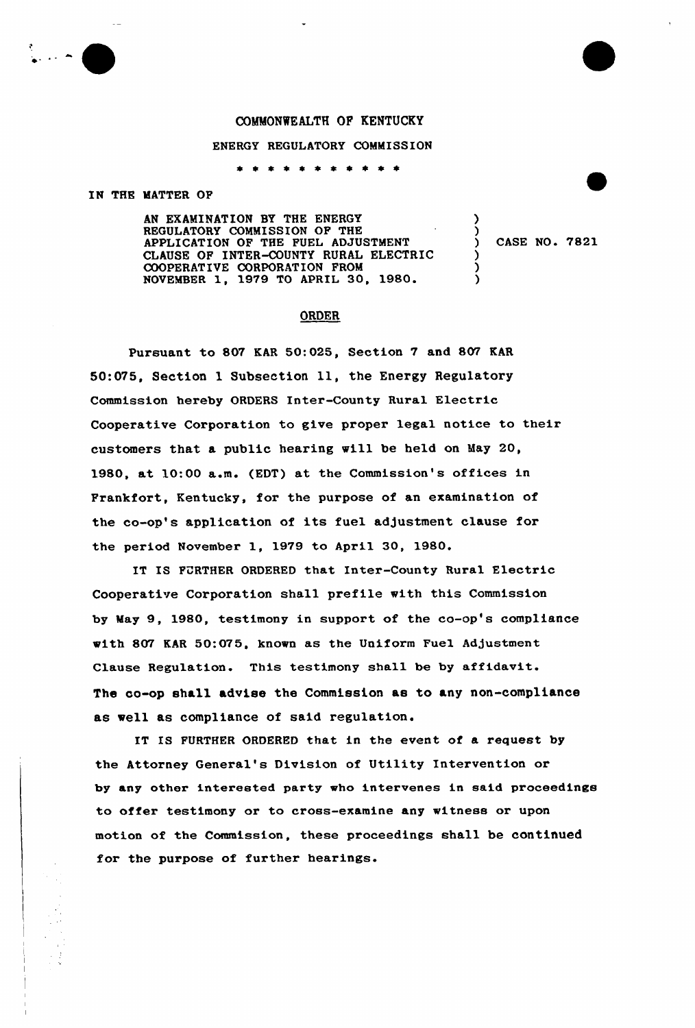COMMONWEALTH OF KENTUCKY

ENERGY REGULATORY COMMISSION

\* \* \* \* \* \* \* \* \* \* \*

IN THE MATTER OF

| | | |
|---|---|---|
| AN EXAMINATION BY THE ENERGY REGULATORY COMMISSION OF THE APPLICATION OF THE FUEL ADJUSTMENT CLAUSE OF INTER-COUNTY RURAL ELECTRIC COOPERATIVE CORPORATION FROM NOVEMBER 1, 1979 TO APRIL 30, 1980. | ) | CASE NO. 7821 |

## ORDER

Pursuant to 807 KAR 50:025, Section 7 and 807 KAR 50:075, Section 1 Subsection 11, the Energy Regulatory Commission hereby ORDERS Inter-County Rural Electric Cooperative Corporation to give proper legal notice to their customers that a public hearing will be held on May 20, 1980, at 10:00 a.m. (EDT) at the Commission's offices in Frankfort, Kentucky, for the purpose of an examination of the co-op's application of its fuel adjustment clause for the period November 1, 1979 to April 30, 1980.

IT IS FURTHER ORDERED that Inter-County Rural Electric Cooperative Corporation shall prefile with this Commission by May 9, 1980, testimony in support of the co-op's compliance with 807 KAR 50:075, known as the Uniform Fuel Adjustment Clause Regulation. This testimony shall be by affidavit. The co-op shall advise the Commission as to any non-compliance as well as compliance of said regulation.

IT IS FURTHER ORDERED that in the event of a request by the Attorney General's Division of Utility Intervention or by any other interested party who intervenes in said proceedings to offer testimony or to cross-examine any witness or upon motion of the Commission, these proceedings shall be continued for the purpose of further hearings.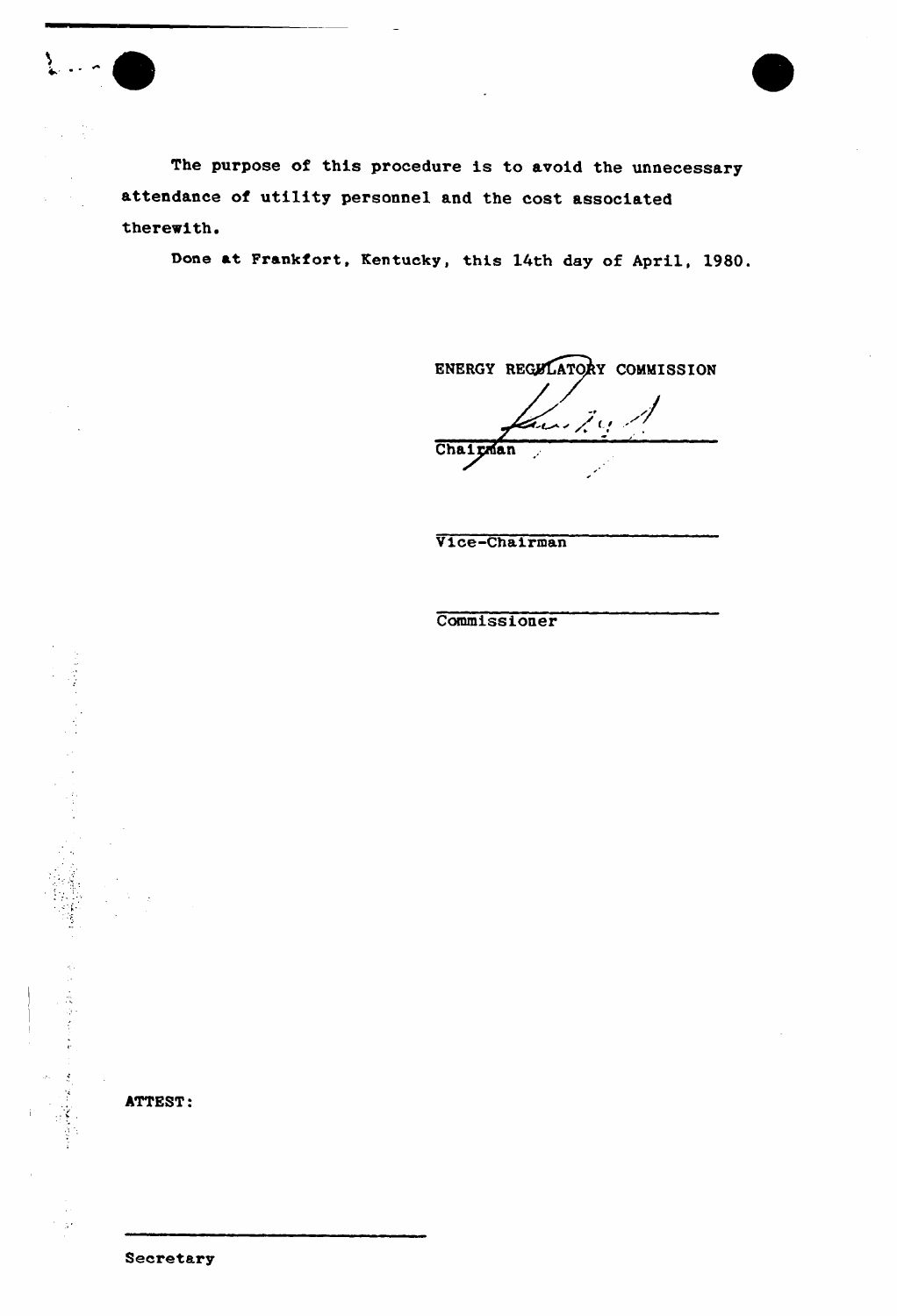The purpose of this procedure is to avoid the unnecessary attendance of utility personnel and the cost associated therewith.

Done at Frankfort, Kentucky, this 14th day of April, 1980.

ENERGY REGULATORY COMMISSION

Chairman

Vice-Chairman

Commissioner

ATTEST:

Secretary